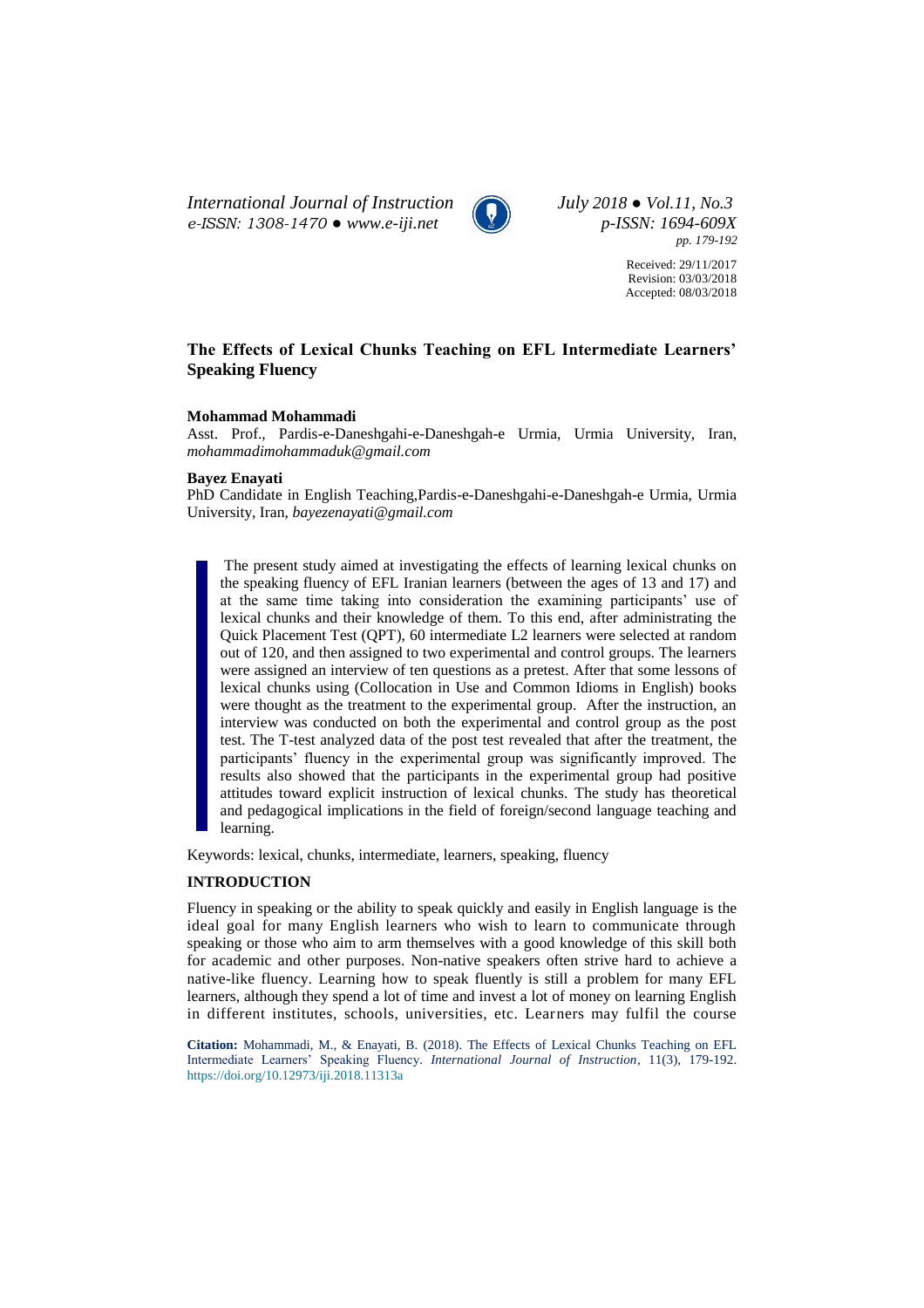# The Effects of Lexical Chunks Teaching on EFL Intermediate Learners' Speaking Fluency

**Mohammad Mohammadi**

Asst. Prof., Pardis-e-Daneshgahi-e-Daneshgah-e Urmia, Urmia University, Iran, *mohammadimohammaduk@gmail.com*

**Bayez Enayati**

PhD Candidate in English Teaching,Pardis-e-Daneshgahi-e-Daneshgah-e Urmia, Urmia University, Iran, *bayezenayati@gmail.com*

Received: 29/11/2017
Revision: 03/03/2018
Accepted: 08/03/2018

> The present study aimed at investigating the effects of learning lexical chunks on the speaking fluency of EFL Iranian learners (between the ages of 13 and 17) and at the same time taking into consideration the examining participants' use of lexical chunks and their knowledge of them. To this end, after administrating the Quick Placement Test (QPT), 60 intermediate L2 learners were selected at random out of 120, and then assigned to two experimental and control groups. The learners were assigned an interview of ten questions as a pretest. After that some lessons of lexical chunks using (Collocation in Use and Common Idioms in English) books were thought as the treatment to the experimental group. After the instruction, an interview was conducted on both the experimental and control group as the post test. The T-test analyzed data of the post test revealed that after the treatment, the participants' fluency in the experimental group was significantly improved. The results also showed that the participants in the experimental group had positive attitudes toward explicit instruction of lexical chunks. The study has theoretical and pedagogical implications in the field of foreign/second language teaching and learning.

Keywords: lexical, chunks, intermediate, learners, speaking, fluency

## INTRODUCTION

Fluency in speaking or the ability to speak quickly and easily in English language is the ideal goal for many English learners who wish to learn to communicate through speaking or those who aim to arm themselves with a good knowledge of this skill both for academic and other purposes. Non-native speakers often strive hard to achieve a native-like fluency. Learning how to speak fluently is still a problem for many EFL learners, although they spend a lot of time and invest a lot of money on learning English in different institutes, schools, universities, etc. Learners may fulfil the course

**Citation:** Mohammadi, M., & Enayati, B. (2018). The Effects of Lexical Chunks Teaching on EFL Intermediate Learners' Speaking Fluency. *International Journal of Instruction*, 11(3), 179-192. https://doi.org/10.12973/iji.2018.11313a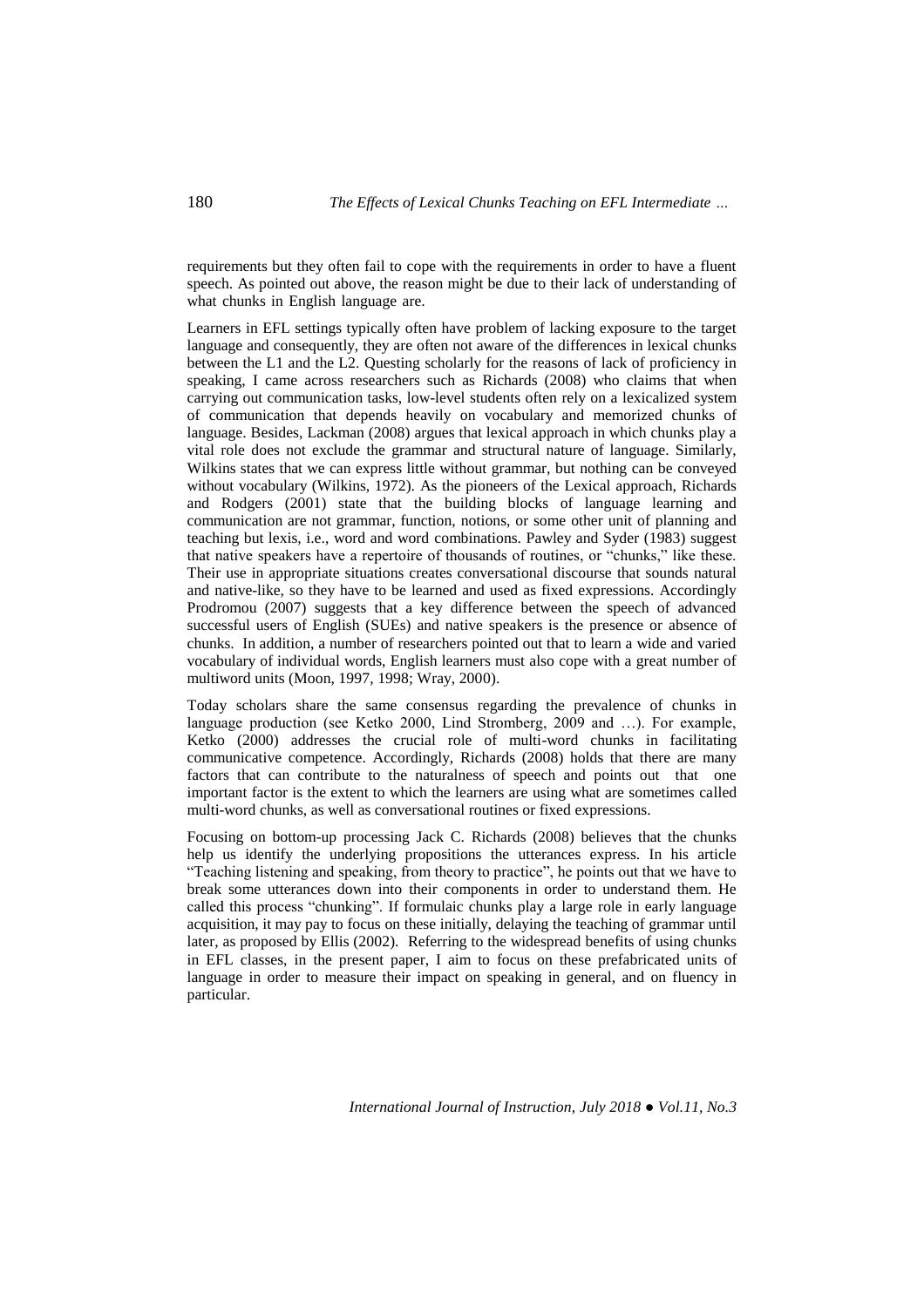requirements but they often fail to cope with the requirements in order to have a fluent speech. As pointed out above, the reason might be due to their lack of understanding of what chunks in English language are.

Learners in EFL settings typically often have problem of lacking exposure to the target language and consequently, they are often not aware of the differences in lexical chunks between the L1 and the L2. Questing scholarly for the reasons of lack of proficiency in speaking, I came across researchers such as Richards (2008) who claims that when carrying out communication tasks, low-level students often rely on a lexicalized system of communication that depends heavily on vocabulary and memorized chunks of language. Besides, Lackman (2008) argues that lexical approach in which chunks play a vital role does not exclude the grammar and structural nature of language. Similarly, Wilkins states that we can express little without grammar, but nothing can be conveyed without vocabulary (Wilkins, 1972). As the pioneers of the Lexical approach, Richards and Rodgers (2001) state that the building blocks of language learning and communication are not grammar, function, notions, or some other unit of planning and teaching but lexis, i.e., word and word combinations. Pawley and Syder (1983) suggest that native speakers have a repertoire of thousands of routines, or "chunks," like these. Their use in appropriate situations creates conversational discourse that sounds natural and native-like, so they have to be learned and used as fixed expressions. Accordingly Prodromou (2007) suggests that a key difference between the speech of advanced successful users of English (SUEs) and native speakers is the presence or absence of chunks. In addition, a number of researchers pointed out that to learn a wide and varied vocabulary of individual words, English learners must also cope with a great number of multiword units (Moon, 1997, 1998; Wray, 2000).

Today scholars share the same consensus regarding the prevalence of chunks in language production (see Ketko 2000, Lind Stromberg, 2009 and …). For example, Ketko (2000) addresses the crucial role of multi-word chunks in facilitating communicative competence. Accordingly, Richards (2008) holds that there are many factors that can contribute to the naturalness of speech and points out that one important factor is the extent to which the learners are using what are sometimes called multi-word chunks, as well as conversational routines or fixed expressions.

Focusing on bottom-up processing Jack C. Richards (2008) believes that the chunks help us identify the underlying propositions the utterances express. In his article "Teaching listening and speaking, from theory to practice", he points out that we have to break some utterances down into their components in order to understand them. He called this process "chunking". If formulaic chunks play a large role in early language acquisition, it may pay to focus on these initially, delaying the teaching of grammar until later, as proposed by Ellis (2002). Referring to the widespread benefits of using chunks in EFL classes, in the present paper, I aim to focus on these prefabricated units of language in order to measure their impact on speaking in general, and on fluency in particular.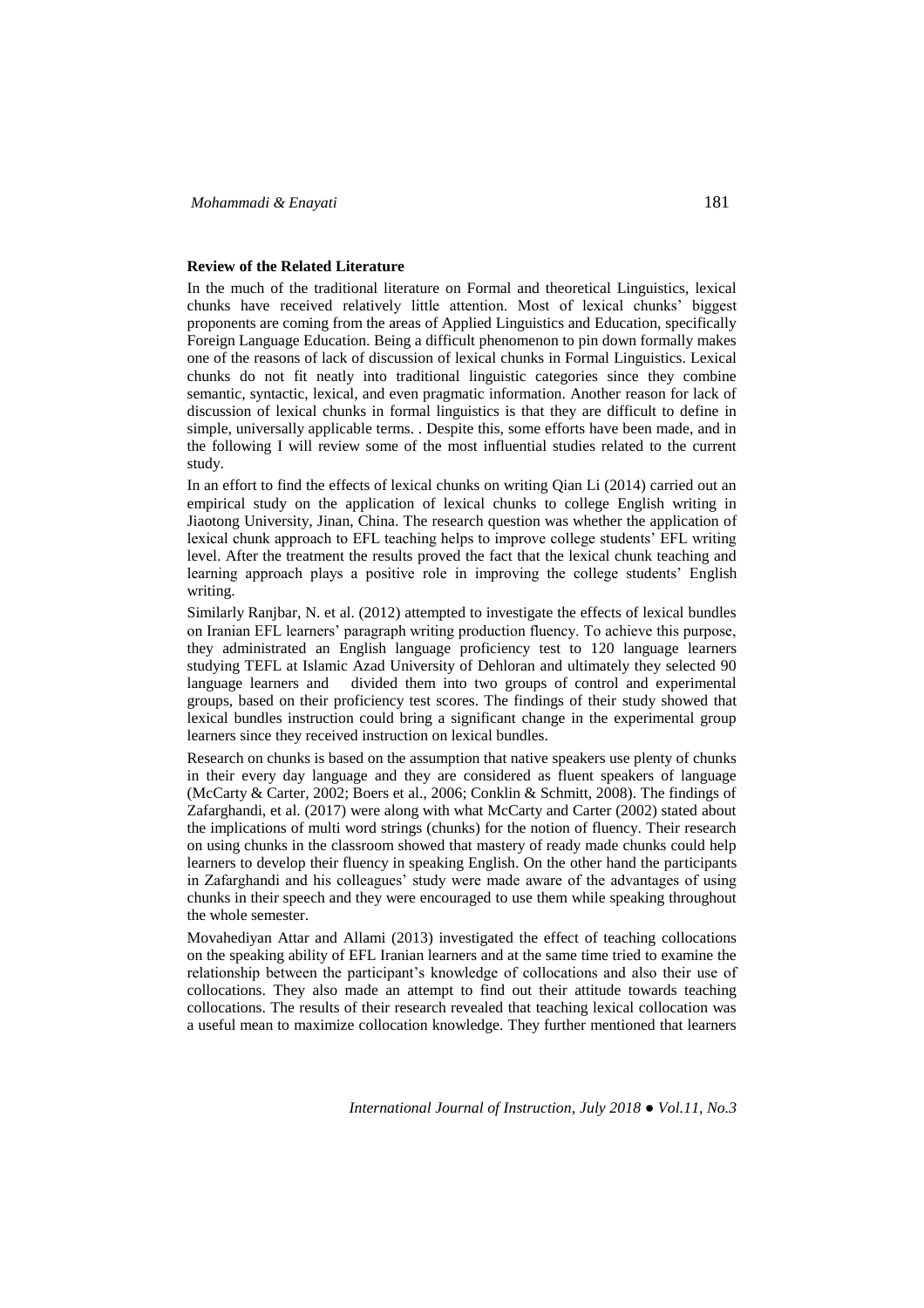**Review of the Related Literature**

In the much of the traditional literature on Formal and theoretical Linguistics, lexical chunks have received relatively little attention. Most of lexical chunks' biggest proponents are coming from the areas of Applied Linguistics and Education, specifically Foreign Language Education. Being a difficult phenomenon to pin down formally makes one of the reasons of lack of discussion of lexical chunks in Formal Linguistics. Lexical chunks do not fit neatly into traditional linguistic categories since they combine semantic, syntactic, lexical, and even pragmatic information. Another reason for lack of discussion of lexical chunks in formal linguistics is that they are difficult to define in simple, universally applicable terms. . Despite this, some efforts have been made, and in the following I will review some of the most influential studies related to the current study.

In an effort to find the effects of lexical chunks on writing Qian Li (2014) carried out an empirical study on the application of lexical chunks to college English writing in Jiaotong University, Jinan, China. The research question was whether the application of lexical chunk approach to EFL teaching helps to improve college students' EFL writing level. After the treatment the results proved the fact that the lexical chunk teaching and learning approach plays a positive role in improving the college students' English writing.

Similarly Ranjbar, N. et al. (2012) attempted to investigate the effects of lexical bundles on Iranian EFL learners' paragraph writing production fluency. To achieve this purpose, they administrated an English language proficiency test to 120 language learners studying TEFL at Islamic Azad University of Dehloran and ultimately they selected 90 language learners and divided them into two groups of control and experimental groups, based on their proficiency test scores. The findings of their study showed that lexical bundles instruction could bring a significant change in the experimental group learners since they received instruction on lexical bundles.

Research on chunks is based on the assumption that native speakers use plenty of chunks in their every day language and they are considered as fluent speakers of language (McCarty & Carter, 2002; Boers et al., 2006; Conklin & Schmitt, 2008). The findings of Zafarghandi, et al. (2017) were along with what McCarty and Carter (2002) stated about the implications of multi word strings (chunks) for the notion of fluency. Their research on using chunks in the classroom showed that mastery of ready made chunks could help learners to develop their fluency in speaking English. On the other hand the participants in Zafarghandi and his colleagues' study were made aware of the advantages of using chunks in their speech and they were encouraged to use them while speaking throughout the whole semester.

Movahediyan Attar and Allami (2013) investigated the effect of teaching collocations on the speaking ability of EFL Iranian learners and at the same time tried to examine the relationship between the participant's knowledge of collocations and also their use of collocations. They also made an attempt to find out their attitude towards teaching collocations. The results of their research revealed that teaching lexical collocation was a useful mean to maximize collocation knowledge. They further mentioned that learners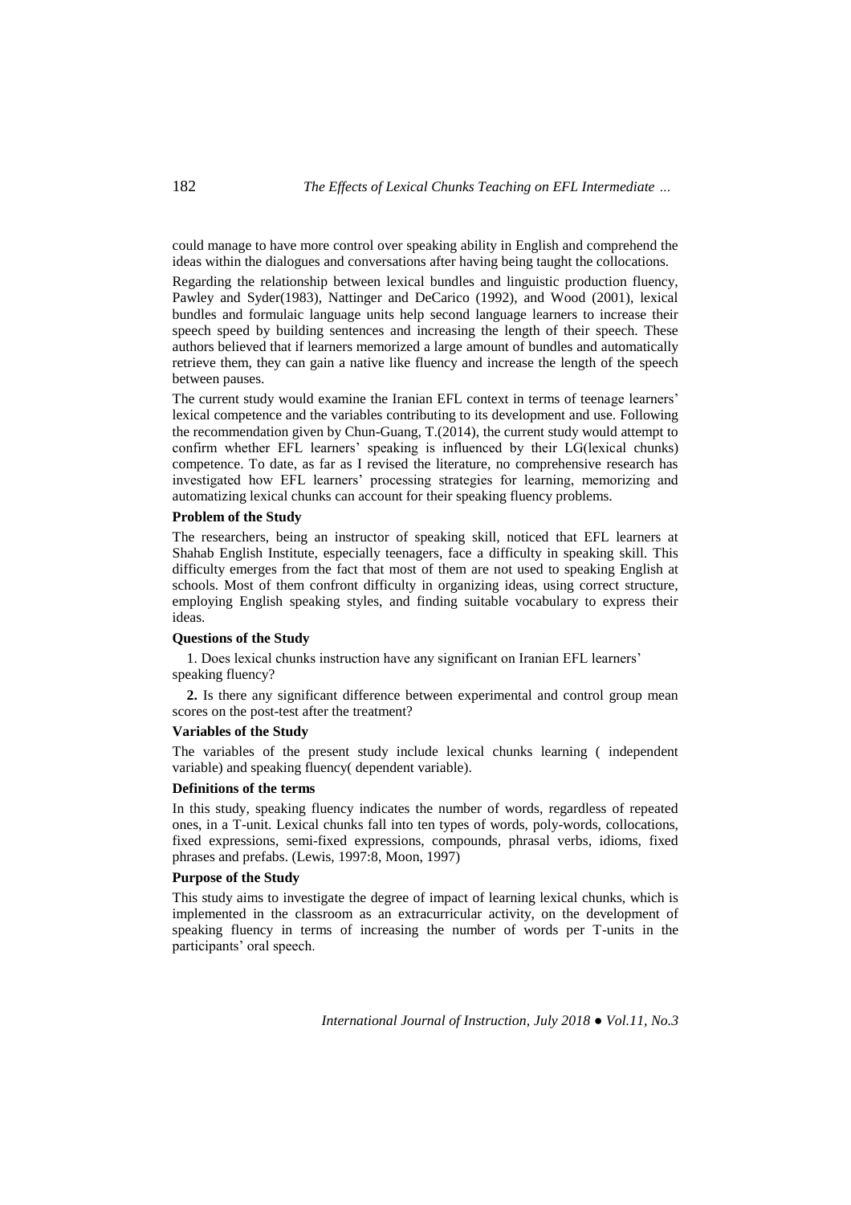could manage to have more control over speaking ability in English and comprehend the ideas within the dialogues and conversations after having being taught the collocations.

Regarding the relationship between lexical bundles and linguistic production fluency, Pawley and Syder(1983), Nattinger and DeCarico (1992), and Wood (2001), lexical bundles and formulaic language units help second language learners to increase their speech speed by building sentences and increasing the length of their speech. These authors believed that if learners memorized a large amount of bundles and automatically retrieve them, they can gain a native like fluency and increase the length of the speech between pauses.

The current study would examine the Iranian EFL context in terms of teenage learners' lexical competence and the variables contributing to its development and use. Following the recommendation given by Chun-Guang, T.(2014), the current study would attempt to confirm whether EFL learners' speaking is influenced by their LG(lexical chunks) competence. To date, as far as I revised the literature, no comprehensive research has investigated how EFL learners' processing strategies for learning, memorizing and automatizing lexical chunks can account for their speaking fluency problems.

### Problem of the Study

The researchers, being an instructor of speaking skill, noticed that EFL learners at Shahab English Institute, especially teenagers, face a difficulty in speaking skill. This difficulty emerges from the fact that most of them are not used to speaking English at schools. Most of them confront difficulty in organizing ideas, using correct structure, employing English speaking styles, and finding suitable vocabulary to express their ideas.

### Questions of the Study

1. Does lexical chunks instruction have any significant on Iranian EFL learners' speaking fluency?

2. Is there any significant difference between experimental and control group mean scores on the post-test after the treatment?

### Variables of the Study

The variables of the present study include lexical chunks learning ( independent variable) and speaking fluency( dependent variable).

### Definitions of the terms

In this study, speaking fluency indicates the number of words, regardless of repeated ones, in a T-unit. Lexical chunks fall into ten types of words, poly-words, collocations, fixed expressions, semi-fixed expressions, compounds, phrasal verbs, idioms, fixed phrases and prefabs. (Lewis, 1997:8, Moon, 1997)

### Purpose of the Study

This study aims to investigate the degree of impact of learning lexical chunks, which is implemented in the classroom as an extracurricular activity, on the development of speaking fluency in terms of increasing the number of words per T-units in the participants' oral speech.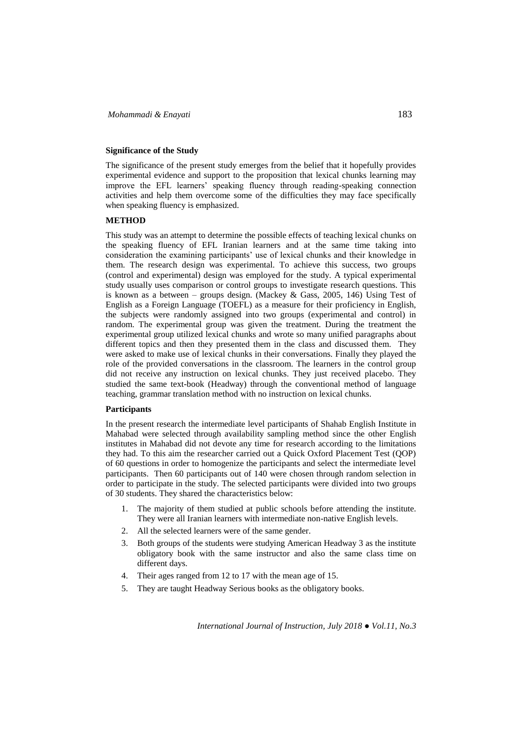### Significance of the Study

The significance of the present study emerges from the belief that it hopefully provides experimental evidence and support to the proposition that lexical chunks learning may improve the EFL learners' speaking fluency through reading-speaking connection activities and help them overcome some of the difficulties they may face specifically when speaking fluency is emphasized.

## METHOD

This study was an attempt to determine the possible effects of teaching lexical chunks on the speaking fluency of EFL Iranian learners and at the same time taking into consideration the examining participants' use of lexical chunks and their knowledge in them. The research design was experimental. To achieve this success, two groups (control and experimental) design was employed for the study. A typical experimental study usually uses comparison or control groups to investigate research questions. This is known as a between – groups design. (Mackey & Gass, 2005, 146) Using Test of English as a Foreign Language (TOEFL) as a measure for their proficiency in English, the subjects were randomly assigned into two groups (experimental and control) in random. The experimental group was given the treatment. During the treatment the experimental group utilized lexical chunks and wrote so many unified paragraphs about different topics and then they presented them in the class and discussed them. They were asked to make use of lexical chunks in their conversations. Finally they played the role of the provided conversations in the classroom. The learners in the control group did not receive any instruction on lexical chunks. They just received placebo. They studied the same text-book (Headway) through the conventional method of language teaching, grammar translation method with no instruction on lexical chunks.

### Participants

In the present research the intermediate level participants of Shahab English Institute in Mahabad were selected through availability sampling method since the other English institutes in Mahabad did not devote any time for research according to the limitations they had. To this aim the researcher carried out a Quick Oxford Placement Test (QOP) of 60 questions in order to homogenize the participants and select the intermediate level participants. Then 60 participants out of 140 were chosen through random selection in order to participate in the study. The selected participants were divided into two groups of 30 students. They shared the characteristics below:

1. The majority of them studied at public schools before attending the institute. They were all Iranian learners with intermediate non-native English levels.
2. All the selected learners were of the same gender.
3. Both groups of the students were studying American Headway 3 as the institute obligatory book with the same instructor and also the same class time on different days.
4. Their ages ranged from 12 to 17 with the mean age of 15.
5. They are taught Headway Serious books as the obligatory books.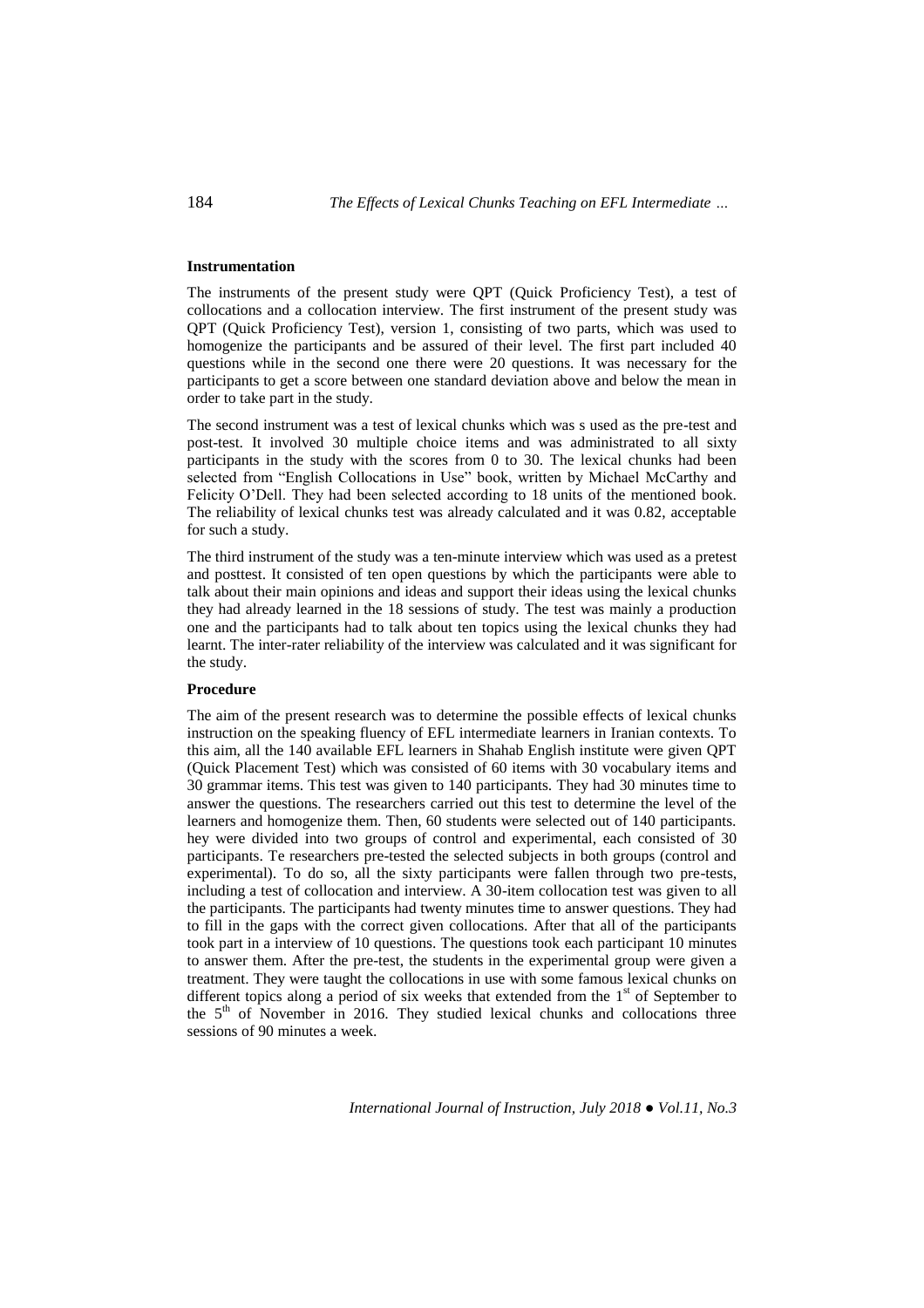### Instrumentation

The instruments of the present study were QPT (Quick Proficiency Test), a test of collocations and a collocation interview. The first instrument of the present study was QPT (Quick Proficiency Test), version 1, consisting of two parts, which was used to homogenize the participants and be assured of their level. The first part included 40 questions while in the second one there were 20 questions. It was necessary for the participants to get a score between one standard deviation above and below the mean in order to take part in the study.

The second instrument was a test of lexical chunks which was s used as the pre-test and post-test. It involved 30 multiple choice items and was administrated to all sixty participants in the study with the scores from 0 to 30. The lexical chunks had been selected from "English Collocations in Use" book, written by Michael McCarthy and Felicity O'Dell. They had been selected according to 18 units of the mentioned book. The reliability of lexical chunks test was already calculated and it was 0.82, acceptable for such a study.

The third instrument of the study was a ten-minute interview which was used as a pretest and posttest. It consisted of ten open questions by which the participants were able to talk about their main opinions and ideas and support their ideas using the lexical chunks they had already learned in the 18 sessions of study. The test was mainly a production one and the participants had to talk about ten topics using the lexical chunks they had learnt. The inter-rater reliability of the interview was calculated and it was significant for the study.

### Procedure

The aim of the present research was to determine the possible effects of lexical chunks instruction on the speaking fluency of EFL intermediate learners in Iranian contexts. To this aim, all the 140 available EFL learners in Shahab English institute were given QPT (Quick Placement Test) which was consisted of 60 items with 30 vocabulary items and 30 grammar items. This test was given to 140 participants. They had 30 minutes time to answer the questions. The researchers carried out this test to determine the level of the learners and homogenize them. Then, 60 students were selected out of 140 participants. hey were divided into two groups of control and experimental, each consisted of 30 participants. Te researchers pre-tested the selected subjects in both groups (control and experimental). To do so, all the sixty participants were fallen through two pre-tests, including a test of collocation and interview. A 30-item collocation test was given to all the participants. The participants had twenty minutes time to answer questions. They had to fill in the gaps with the correct given collocations. After that all of the participants took part in a interview of 10 questions. The questions took each participant 10 minutes to answer them. After the pre-test, the students in the experimental group were given a treatment. They were taught the collocations in use with some famous lexical chunks on different topics along a period of six weeks that extended from the 1st of September to the 5th of November in 2016. They studied lexical chunks and collocations three sessions of 90 minutes a week.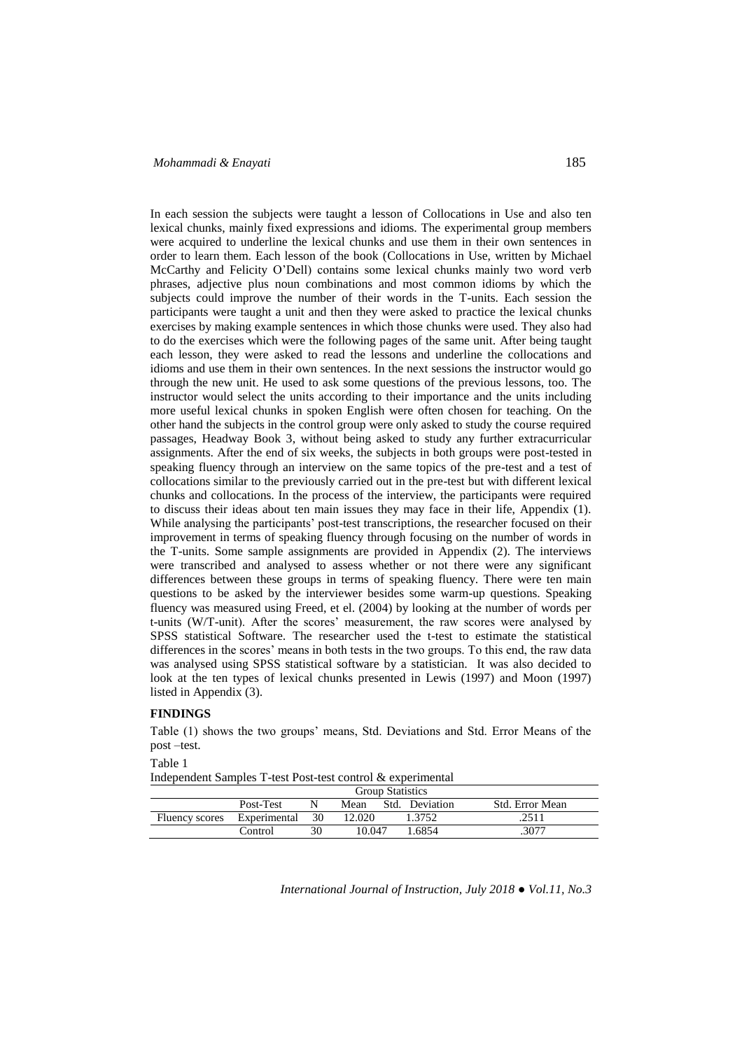In each session the subjects were taught a lesson of Collocations in Use and also ten lexical chunks, mainly fixed expressions and idioms. The experimental group members were acquired to underline the lexical chunks and use them in their own sentences in order to learn them. Each lesson of the book (Collocations in Use, written by Michael McCarthy and Felicity O'Dell) contains some lexical chunks mainly two word verb phrases, adjective plus noun combinations and most common idioms by which the subjects could improve the number of their words in the T-units. Each session the participants were taught a unit and then they were asked to practice the lexical chunks exercises by making example sentences in which those chunks were used. They also had to do the exercises which were the following pages of the same unit. After being taught each lesson, they were asked to read the lessons and underline the collocations and idioms and use them in their own sentences. In the next sessions the instructor would go through the new unit. He used to ask some questions of the previous lessons, too. The instructor would select the units according to their importance and the units including more useful lexical chunks in spoken English were often chosen for teaching. On the other hand the subjects in the control group were only asked to study the course required passages, Headway Book 3, without being asked to study any further extracurricular assignments. After the end of six weeks, the subjects in both groups were post-tested in speaking fluency through an interview on the same topics of the pre-test and a test of collocations similar to the previously carried out in the pre-test but with different lexical chunks and collocations. In the process of the interview, the participants were required to discuss their ideas about ten main issues they may face in their life, Appendix (1). While analysing the participants' post-test transcriptions, the researcher focused on their improvement in terms of speaking fluency through focusing on the number of words in the T-units. Some sample assignments are provided in Appendix (2). The interviews were transcribed and analysed to assess whether or not there were any significant differences between these groups in terms of speaking fluency. There were ten main questions to be asked by the interviewer besides some warm-up questions. Speaking fluency was measured using Freed, et el. (2004) by looking at the number of words per t-units (W/T-unit). After the scores' measurement, the raw scores were analysed by SPSS statistical Software. The researcher used the t-test to estimate the statistical differences in the scores' means in both tests in the two groups. To this end, the raw data was analysed using SPSS statistical software by a statistician. It was also decided to look at the ten types of lexical chunks presented in Lewis (1997) and Moon (1997) listed in Appendix (3).

## FINDINGS

Table (1) shows the two groups' means, Std. Deviations and Std. Error Means of the post –test.

Table 1
Independent Samples T-test Post-test control & experimental

| Group Statistics | | | | | |
|---|---|---|---|---|---|
| | Post-Test | N | Mean | Std. Deviation | Std. Error Mean |
| Fluency scores | Experimental | 30 | 12.020 | 1.3752 | .2511 |
| | Control | 30 | 10.047 | 1.6854 | .3077 |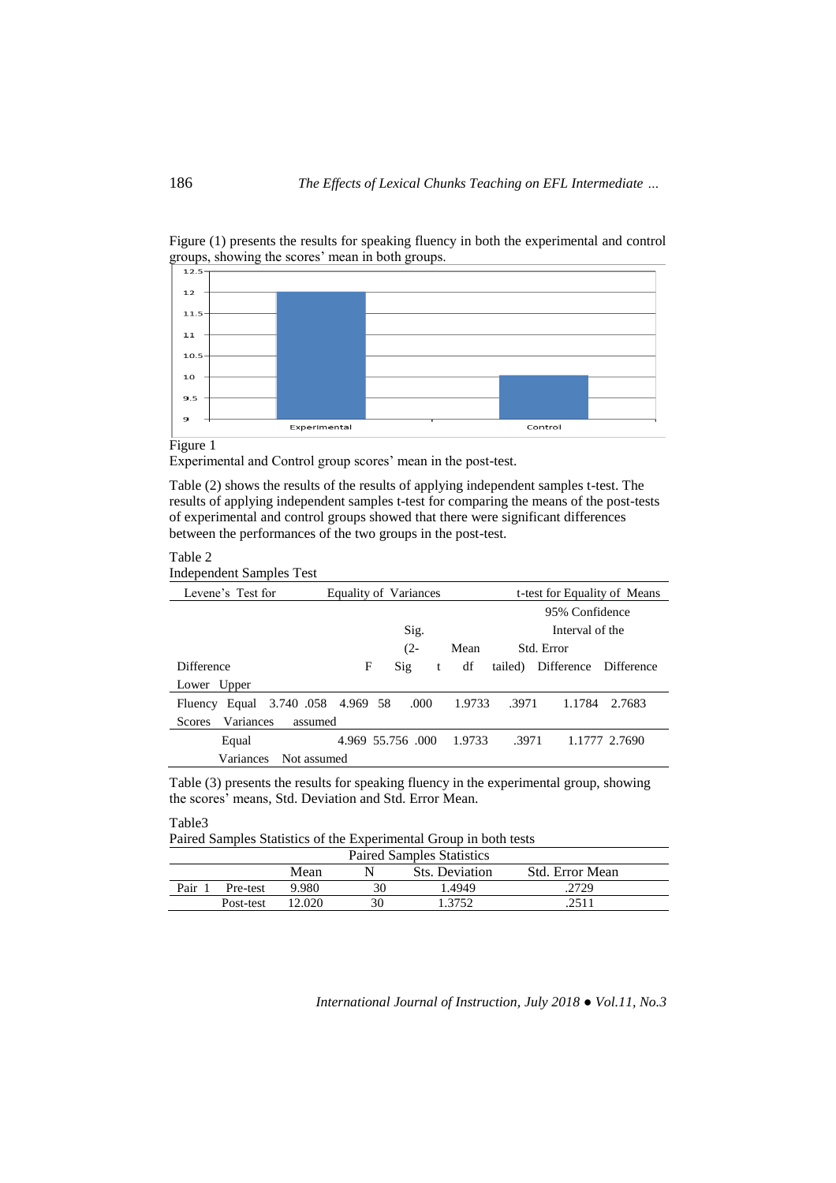Figure (1) presents the results for speaking fluency in both the experimental and control groups, showing the scores' mean in both groups.

Figure 1

Experimental and Control group scores' mean in the post-test.

Table (2) shows the results of the results of applying independent samples t-test. The results of applying independent samples t-test for comparing the means of the post-tests of experimental and control groups showed that there were significant differences between the performances of the two groups in the post-test.

Table 2

Independent Samples Test

| | | Levene's Test for Equality of Variances | | t-test for Equality of Means | | | | | | |
|---|---|---|---|---|---|---|---|---|---|---|
| | | F | Sig | t | df | Sig. (2-tailed) | Mean Difference | Std. Error Difference | 95% Confidence Interval of the Difference Lower | Upper |
| Fluency Scores | Equal Variances assumed | 3.740 | .058 | 4.969 | 58 | .000 | 1.9733 | .3971 | 1.1784 | 2.7683 |
| | Equal Variances Not assumed | | | 4.969 | 55.756 | .000 | 1.9733 | .3971 | 1.1777 | 2.7690 |

Table (3) presents the results for speaking fluency in the experimental group, showing the scores' means, Std. Deviation and Std. Error Mean.

Table3

Paired Samples Statistics of the Experimental Group in both tests

| Paired Samples Statistics | | | | | |
|---|---|---|---|---|---|
| | | Mean | N | Sts. Deviation | Std. Error Mean |
| Pair 1 | Pre-test | 9.980 | 30 | 1.4949 | .2729 |
| | Post-test | 12.020 | 30 | 1.3752 | .2511 |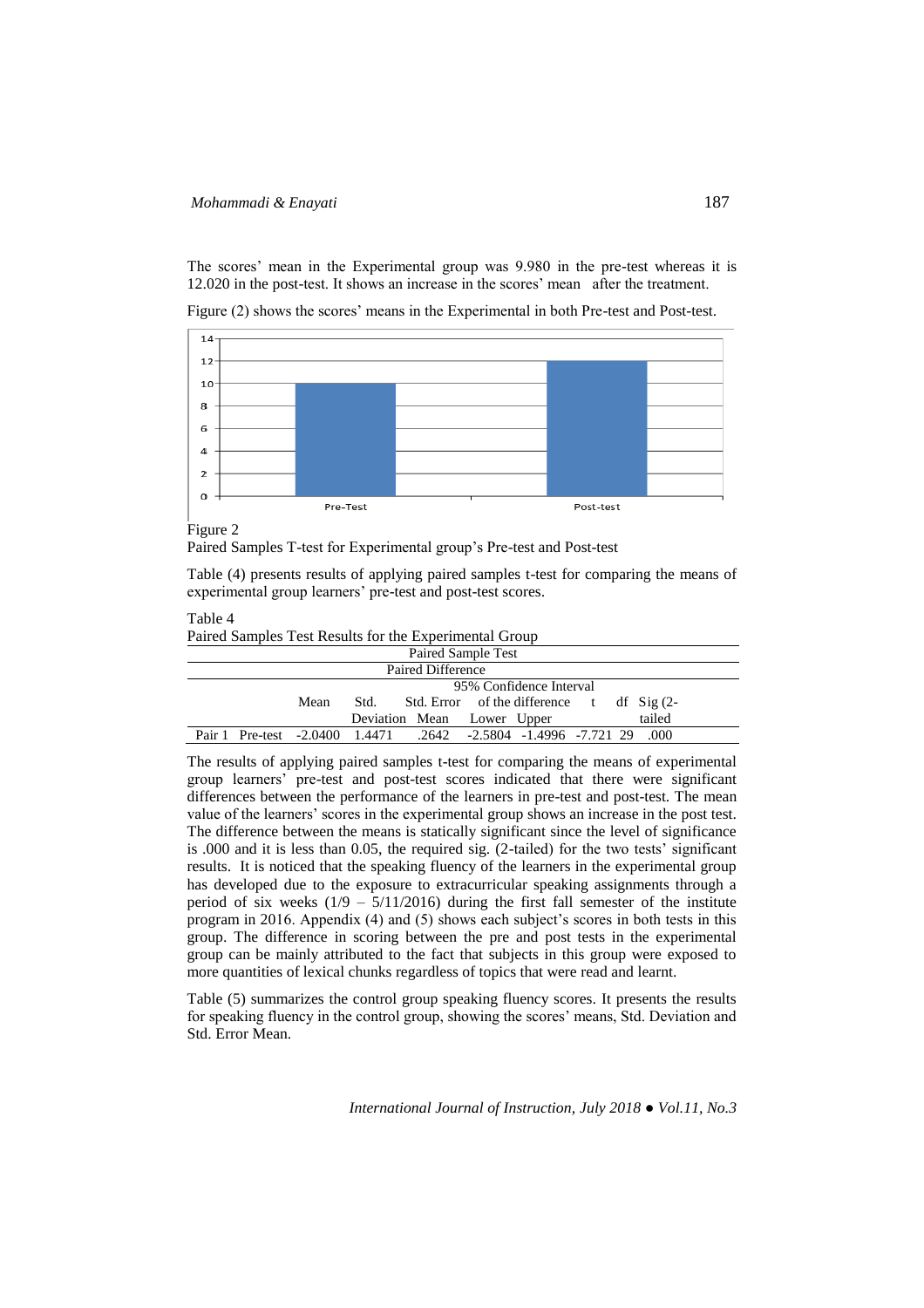The scores' mean in the Experimental group was 9.980 in the pre-test whereas it is 12.020 in the post-test. It shows an increase in the scores' mean after the treatment.

Figure (2) shows the scores' means in the Experimental in both Pre-test and Post-test.

Figure 2
Paired Samples T-test for Experimental group's Pre-test and Post-test

Table (4) presents results of applying paired samples t-test for comparing the means of experimental group learners' pre-test and post-test scores.

Table 4
Paired Samples Test Results for the Experimental Group

| Paired Sample Test | | | | | | | | | |
|---|---|---|---|---|---|---|---|---|---|
| | | Paired Difference | | | | | | | |
| | | | | | 95% Confidence Interval of the difference | | | | |
| | | Mean | Std. Deviation | Std. Error Mean | Lower | Upper | t | df | Sig (2-tailed) |
| Pair 1 | Pre-test | -2.0400 | 1.4471 | .2642 | -2.5804 | -1.4996 | -7.721 | 29 | .000 |

The results of applying paired samples t-test for comparing the means of experimental group learners' pre-test and post-test scores indicated that there were significant differences between the performance of the learners in pre-test and post-test. The mean value of the learners' scores in the experimental group shows an increase in the post test. The difference between the means is statically significant since the level of significance is .000 and it is less than 0.05, the required sig. (2-tailed) for the two tests' significant results. It is noticed that the speaking fluency of the learners in the experimental group has developed due to the exposure to extracurricular speaking assignments through a period of six weeks (1/9 – 5/11/2016) during the first fall semester of the institute program in 2016. Appendix (4) and (5) shows each subject's scores in both tests in this group. The difference in scoring between the pre and post tests in the experimental group can be mainly attributed to the fact that subjects in this group were exposed to more quantities of lexical chunks regardless of topics that were read and learnt.

Table (5) summarizes the control group speaking fluency scores. It presents the results for speaking fluency in the control group, showing the scores' means, Std. Deviation and Std. Error Mean.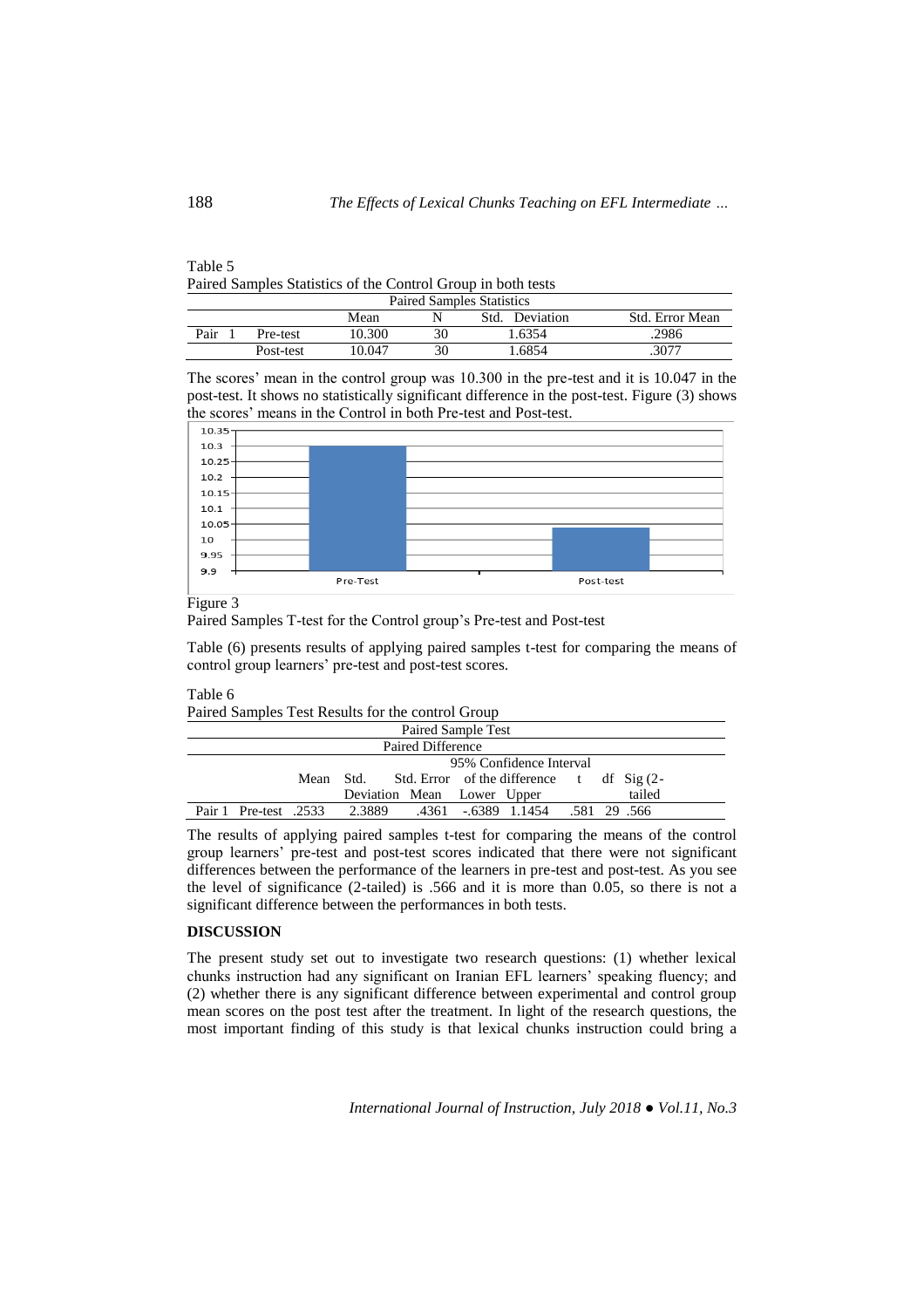Table 5

Paired Samples Statistics of the Control Group in both tests

| Paired Samples Statistics | | | | | |
|---|---|---|---|---|---|
| | | Mean | N | Std. Deviation | Std. Error Mean |
| Pair 1 | Pre-test | 10.300 | 30 | 1.6354 | .2986 |
| | Post-test | 10.047 | 30 | 1.6854 | .3077 |

The scores' mean in the control group was 10.300 in the pre-test and it is 10.047 in the post-test. It shows no statistically significant difference in the post-test. Figure (3) shows the scores' means in the Control in both Pre-test and Post-test.

Figure 3

Paired Samples T-test for the Control group's Pre-test and Post-test

Table (6) presents results of applying paired samples t-test for comparing the means of control group learners' pre-test and post-test scores.

Table 6

Paired Samples Test Results for the control Group

| Paired Sample Test | | | | | | | | | |
|---|---|---|---|---|---|---|---|---|---|
| | | Paired Difference | | | | | | | |
| | | | | | 95% Confidence Interval of the difference | | | | |
| | | Mean | Std. Deviation | Std. Error Mean | Lower | Upper | t | df | Sig (2-tailed) |
| Pair 1 | Pre-test | .2533 | 2.3889 | .4361 | -.6389 | 1.1454 | .581 | 29 | .566 |

The results of applying paired samples t-test for comparing the means of the control group learners' pre-test and post-test scores indicated that there were not significant differences between the performance of the learners in pre-test and post-test. As you see the level of significance (2-tailed) is .566 and it is more than 0.05, so there is not a significant difference between the performances in both tests.

## DISCUSSION

The present study set out to investigate two research questions: (1) whether lexical chunks instruction had any significant on Iranian EFL learners' speaking fluency; and (2) whether there is any significant difference between experimental and control group mean scores on the post test after the treatment. In light of the research questions, the most important finding of this study is that lexical chunks instruction could bring a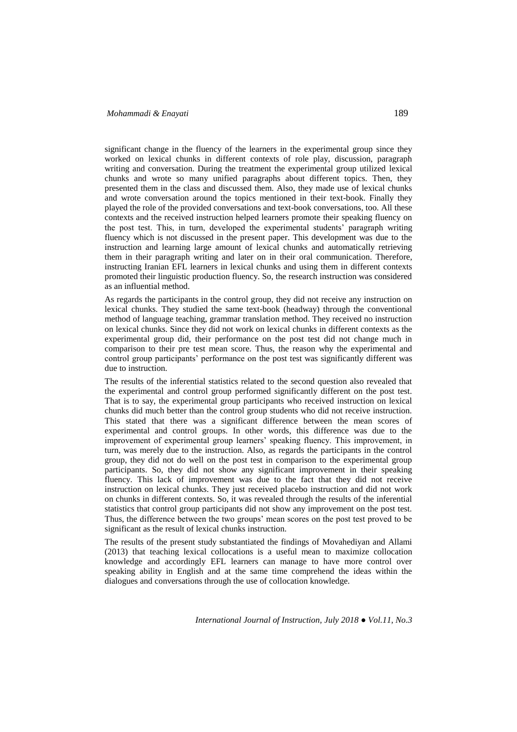significant change in the fluency of the learners in the experimental group since they worked on lexical chunks in different contexts of role play, discussion, paragraph writing and conversation. During the treatment the experimental group utilized lexical chunks and wrote so many unified paragraphs about different topics. Then, they presented them in the class and discussed them. Also, they made use of lexical chunks and wrote conversation around the topics mentioned in their text-book. Finally they played the role of the provided conversations and text-book conversations, too. All these contexts and the received instruction helped learners promote their speaking fluency on the post test. This, in turn, developed the experimental students' paragraph writing fluency which is not discussed in the present paper. This development was due to the instruction and learning large amount of lexical chunks and automatically retrieving them in their paragraph writing and later on in their oral communication. Therefore, instructing Iranian EFL learners in lexical chunks and using them in different contexts promoted their linguistic production fluency. So, the research instruction was considered as an influential method.

As regards the participants in the control group, they did not receive any instruction on lexical chunks. They studied the same text-book (headway) through the conventional method of language teaching, grammar translation method. They received no instruction on lexical chunks. Since they did not work on lexical chunks in different contexts as the experimental group did, their performance on the post test did not change much in comparison to their pre test mean score. Thus, the reason why the experimental and control group participants' performance on the post test was significantly different was due to instruction.

The results of the inferential statistics related to the second question also revealed that the experimental and control group performed significantly different on the post test. That is to say, the experimental group participants who received instruction on lexical chunks did much better than the control group students who did not receive instruction. This stated that there was a significant difference between the mean scores of experimental and control groups. In other words, this difference was due to the improvement of experimental group learners' speaking fluency. This improvement, in turn, was merely due to the instruction. Also, as regards the participants in the control group, they did not do well on the post test in comparison to the experimental group participants. So, they did not show any significant improvement in their speaking fluency. This lack of improvement was due to the fact that they did not receive instruction on lexical chunks. They just received placebo instruction and did not work on chunks in different contexts. So, it was revealed through the results of the inferential statistics that control group participants did not show any improvement on the post test. Thus, the difference between the two groups' mean scores on the post test proved to be significant as the result of lexical chunks instruction.

The results of the present study substantiated the findings of Movahediyan and Allami (2013) that teaching lexical collocations is a useful mean to maximize collocation knowledge and accordingly EFL learners can manage to have more control over speaking ability in English and at the same time comprehend the ideas within the dialogues and conversations through the use of collocation knowledge.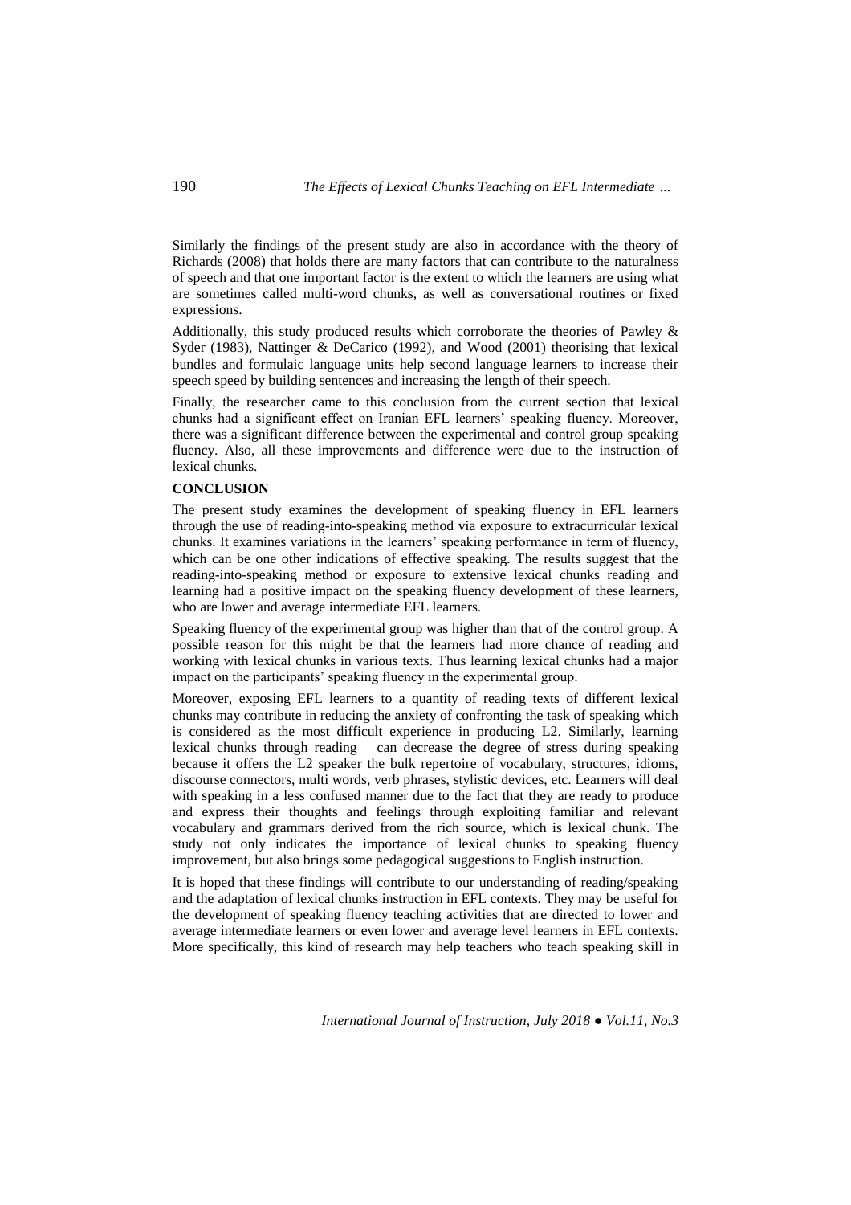Similarly the findings of the present study are also in accordance with the theory of Richards (2008) that holds there are many factors that can contribute to the naturalness of speech and that one important factor is the extent to which the learners are using what are sometimes called multi-word chunks, as well as conversational routines or fixed expressions.

Additionally, this study produced results which corroborate the theories of Pawley & Syder (1983), Nattinger & DeCarico (1992), and Wood (2001) theorising that lexical bundles and formulaic language units help second language learners to increase their speech speed by building sentences and increasing the length of their speech.

Finally, the researcher came to this conclusion from the current section that lexical chunks had a significant effect on Iranian EFL learners' speaking fluency. Moreover, there was a significant difference between the experimental and control group speaking fluency. Also, all these improvements and difference were due to the instruction of lexical chunks.

## CONCLUSION

The present study examines the development of speaking fluency in EFL learners through the use of reading-into-speaking method via exposure to extracurricular lexical chunks. It examines variations in the learners' speaking performance in term of fluency, which can be one other indications of effective speaking. The results suggest that the reading-into-speaking method or exposure to extensive lexical chunks reading and learning had a positive impact on the speaking fluency development of these learners, who are lower and average intermediate EFL learners.

Speaking fluency of the experimental group was higher than that of the control group. A possible reason for this might be that the learners had more chance of reading and working with lexical chunks in various texts. Thus learning lexical chunks had a major impact on the participants' speaking fluency in the experimental group.

Moreover, exposing EFL learners to a quantity of reading texts of different lexical chunks may contribute in reducing the anxiety of confronting the task of speaking which is considered as the most difficult experience in producing L2. Similarly, learning lexical chunks through reading can decrease the degree of stress during speaking because it offers the L2 speaker the bulk repertoire of vocabulary, structures, idioms, discourse connectors, multi words, verb phrases, stylistic devices, etc. Learners will deal with speaking in a less confused manner due to the fact that they are ready to produce and express their thoughts and feelings through exploiting familiar and relevant vocabulary and grammars derived from the rich source, which is lexical chunk. The study not only indicates the importance of lexical chunks to speaking fluency improvement, but also brings some pedagogical suggestions to English instruction.

It is hoped that these findings will contribute to our understanding of reading/speaking and the adaptation of lexical chunks instruction in EFL contexts. They may be useful for the development of speaking fluency teaching activities that are directed to lower and average intermediate learners or even lower and average level learners in EFL contexts. More specifically, this kind of research may help teachers who teach speaking skill in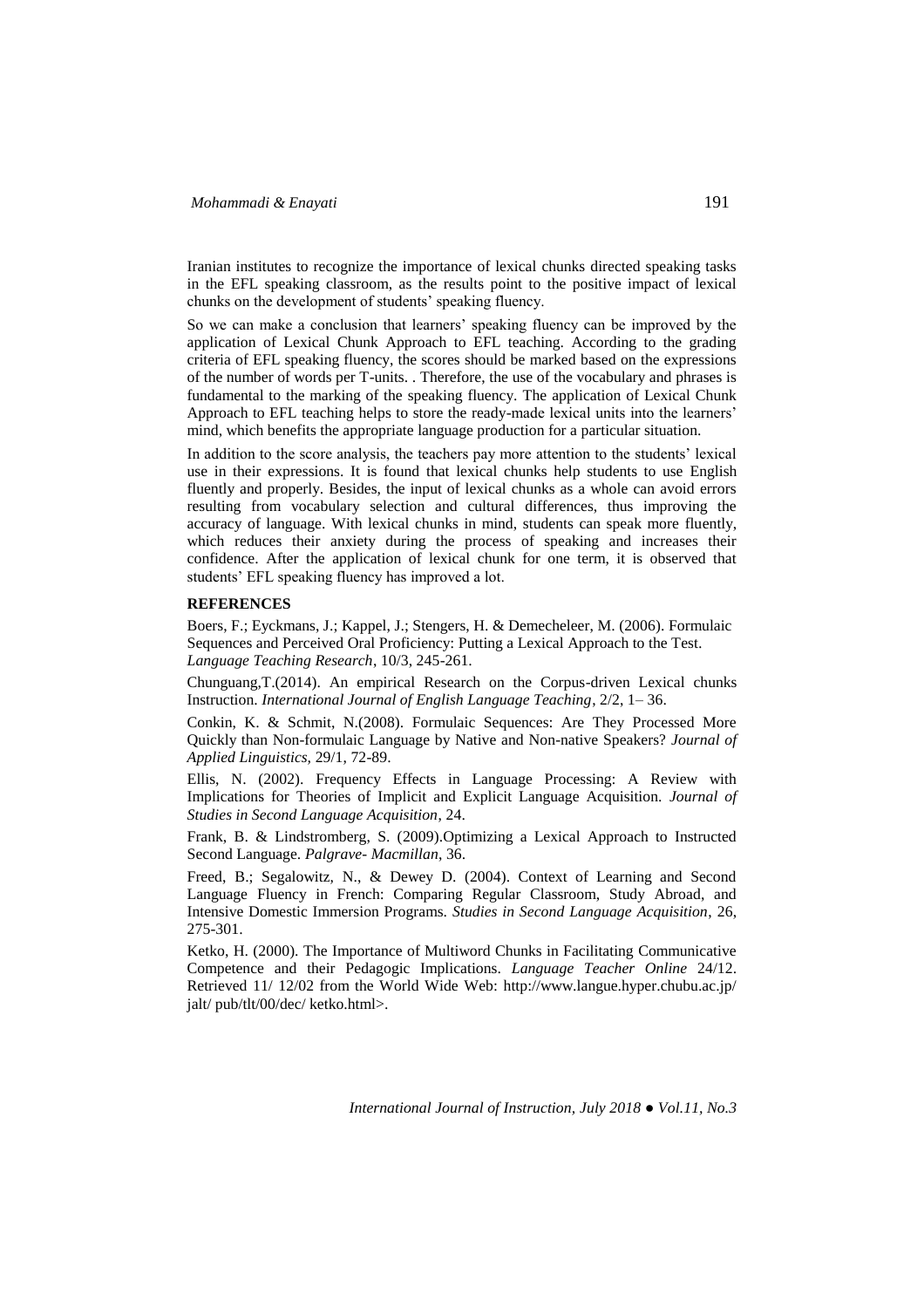Iranian institutes to recognize the importance of lexical chunks directed speaking tasks in the EFL speaking classroom, as the results point to the positive impact of lexical chunks on the development of students' speaking fluency.

So we can make a conclusion that learners' speaking fluency can be improved by the application of Lexical Chunk Approach to EFL teaching. According to the grading criteria of EFL speaking fluency, the scores should be marked based on the expressions of the number of words per T-units. . Therefore, the use of the vocabulary and phrases is fundamental to the marking of the speaking fluency. The application of Lexical Chunk Approach to EFL teaching helps to store the ready-made lexical units into the learners' mind, which benefits the appropriate language production for a particular situation.

In addition to the score analysis, the teachers pay more attention to the students' lexical use in their expressions. It is found that lexical chunks help students to use English fluently and properly. Besides, the input of lexical chunks as a whole can avoid errors resulting from vocabulary selection and cultural differences, thus improving the accuracy of language. With lexical chunks in mind, students can speak more fluently, which reduces their anxiety during the process of speaking and increases their confidence. After the application of lexical chunk for one term, it is observed that students' EFL speaking fluency has improved a lot.

## REFERENCES

Boers, F.; Eyckmans, J.; Kappel, J.; Stengers, H. & Demecheleer, M. (2006). Formulaic Sequences and Perceived Oral Proficiency: Putting a Lexical Approach to the Test. *Language Teaching Research*, 10/3, 245-261.

Chunguang,T.(2014). An empirical Research on the Corpus-driven Lexical chunks Instruction. *International Journal of English Language Teaching*, 2/2, 1– 36.

Conkin, K. & Schmit, N.(2008). Formulaic Sequences: Are They Processed More Quickly than Non-formulaic Language by Native and Non-native Speakers? *Journal of Applied Linguistics,* 29/1, 72-89.

Ellis, N. (2002). Frequency Effects in Language Processing: A Review with Implications for Theories of Implicit and Explicit Language Acquisition. *Journal of Studies in Second Language Acquisition*, 24.

Frank, B. & Lindstromberg, S. (2009).Optimizing a Lexical Approach to Instructed Second Language. *Palgrave- Macmillan*, 36.

Freed, B.; Segalowitz, N., & Dewey D. (2004). Context of Learning and Second Language Fluency in French: Comparing Regular Classroom, Study Abroad, and Intensive Domestic Immersion Programs. *Studies in Second Language Acquisition*, 26, 275-301.

Ketko, H. (2000). The Importance of Multiword Chunks in Facilitating Communicative Competence and their Pedagogic Implications. *Language Teacher Online* 24/12. Retrieved 11/ 12/02 from the World Wide Web: http://www.langue.hyper.chubu.ac.jp/ jalt/ pub/tlt/00/dec/ ketko.html>.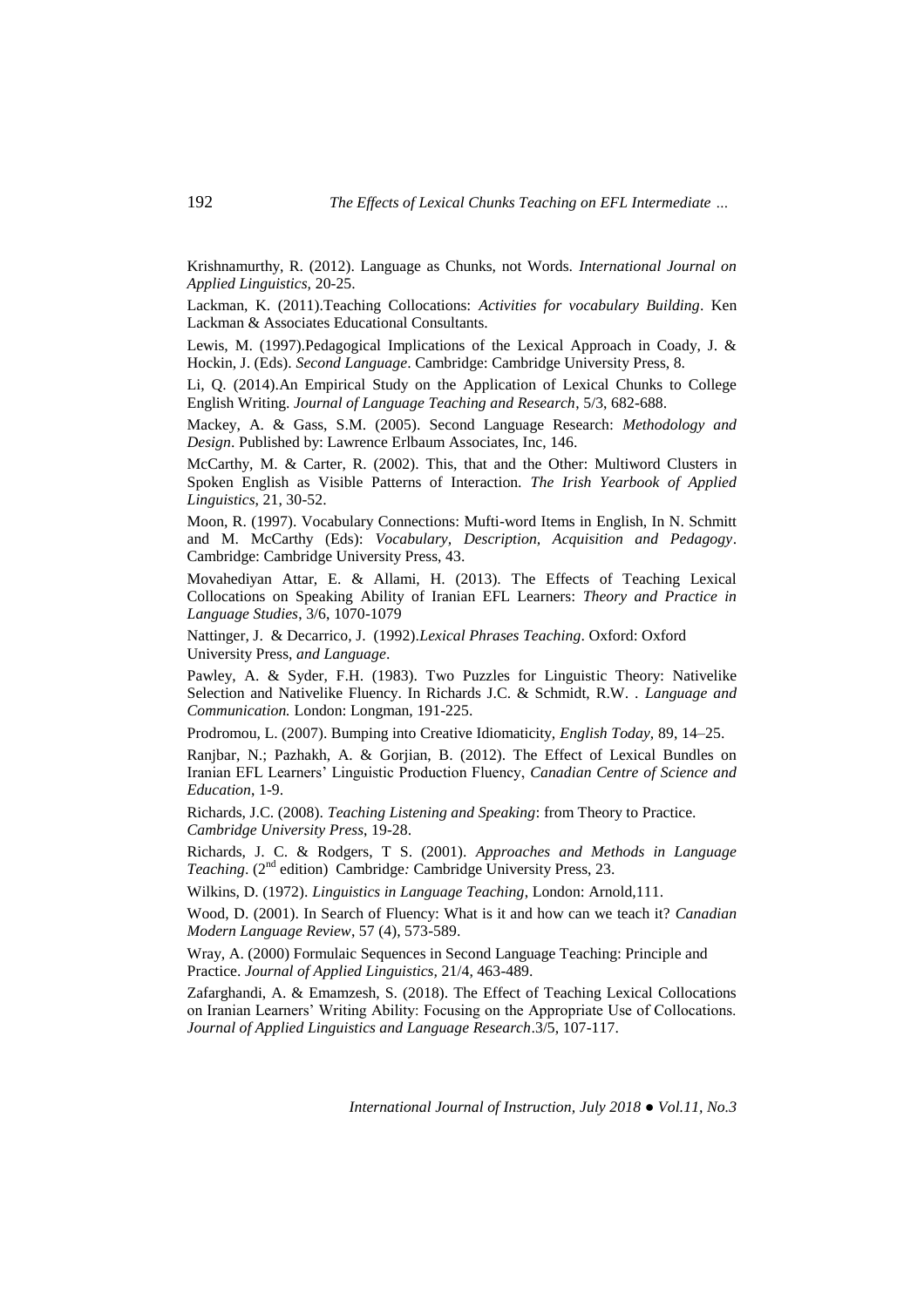Krishnamurthy, R. (2012). Language as Chunks, not Words. *International Journal on Applied Linguistics,* 20-25.

Lackman, K. (2011).Teaching Collocations: *Activities for vocabulary Building*. Ken Lackman & Associates Educational Consultants.

Lewis, M. (1997).Pedagogical Implications of the Lexical Approach in Coady, J. & Hockin, J. (Eds). *Second Language*. Cambridge: Cambridge University Press, 8.

Li, Q. (2014).An Empirical Study on the Application of Lexical Chunks to College English Writing. *Journal of Language Teaching and Research*, 5/3, 682-688.

Mackey, A. & Gass, S.M. (2005). Second Language Research: *Methodology and Design*. Published by: Lawrence Erlbaum Associates, Inc, 146.

McCarthy, M. & Carter, R. (2002). This, that and the Other: Multiword Clusters in Spoken English as Visible Patterns of Interaction. *The Irish Yearbook of Applied Linguistics,* 21, 30-52.

Moon, R. (1997). Vocabulary Connections: Mufti-word Items in English, In N. Schmitt and M. McCarthy (Eds): *Vocabulary, Description, Acquisition and Pedagogy*. Cambridge: Cambridge University Press, 43.

Movahediyan Attar, E. & Allami, H. (2013). The Effects of Teaching Lexical Collocations on Speaking Ability of Iranian EFL Learners: *Theory and Practice in Language Studies*, 3/6, 1070-1079

Nattinger, J. & Decarrico, J. (1992).*Lexical Phrases Teaching*. Oxford: Oxford University Press, *and Language*.

Pawley, A. & Syder, F.H. (1983). Two Puzzles for Linguistic Theory: Nativelike Selection and Nativelike Fluency. In Richards J.C. & Schmidt, R.W. . *Language and Communication.* London: Longman, 191-225.

Prodromou, L. (2007). Bumping into Creative Idiomaticity, *English Today,* 89, 14–25.

Ranjbar, N.; Pazhakh, A. & Gorjian, B. (2012). The Effect of Lexical Bundles on Iranian EFL Learners' Linguistic Production Fluency, *Canadian Centre of Science and Education*, 1-9.

Richards, J.C. (2008). *Teaching Listening and Speaking*: from Theory to Practice. *Cambridge University Press*, 19-28.

Richards, J. C. & Rodgers, T S. (2001). *Approaches and Methods in Language Teaching*. (2nd edition) Cambridge*:* Cambridge University Press, 23.

Wilkins, D. (1972). *Linguistics in Language Teaching*, London: Arnold,111.

Wood, D. (2001). In Search of Fluency: What is it and how can we teach it? *Canadian Modern Language Review*, 57 (4), 573-589.

Wray, A. (2000) Formulaic Sequences in Second Language Teaching: Principle and Practice. *Journal of Applied Linguistics,* 21/4, 463-489.

Zafarghandi, A. & Emamzesh, S. (2018). The Effect of Teaching Lexical Collocations on Iranian Learners' Writing Ability: Focusing on the Appropriate Use of Collocations. *Journal of Applied Linguistics and Language Research*.3/5, 107-117.